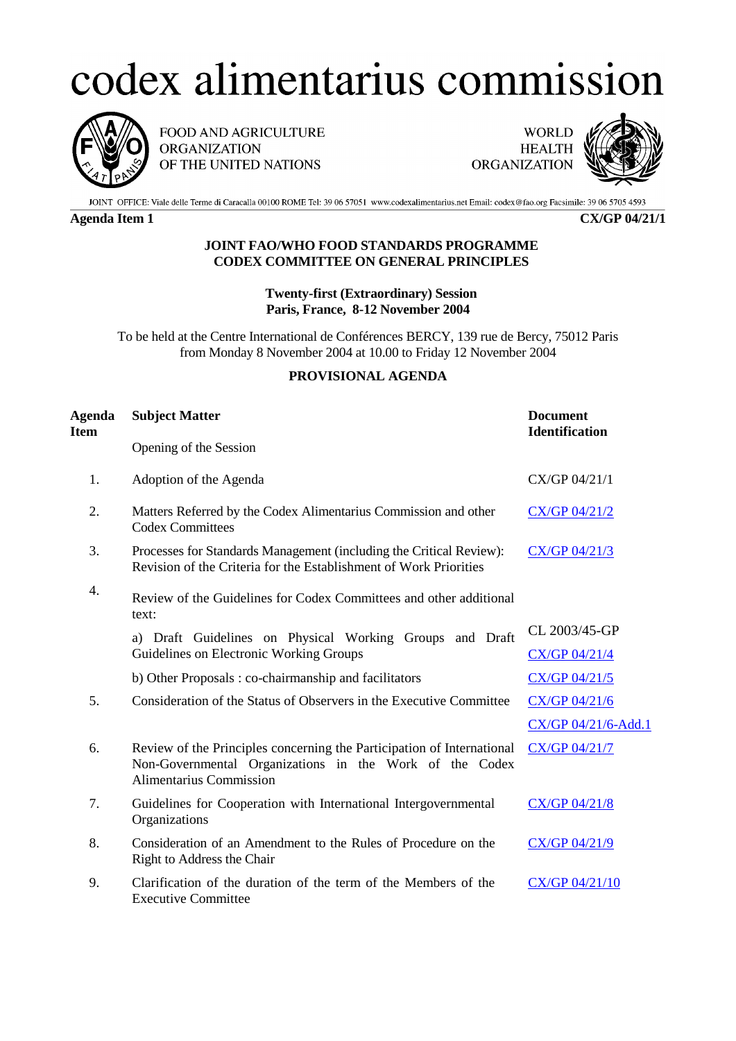# codex alimentarius commission

FOOD AND AGRICULTURE ORGANIZATION OF THE UNITED NATIONS

WORLD HEALTH ORGANIZATION

JOINT OFFICE: Viale delle Terme di Caracalla 00100 ROME Tel: 39 06 57051 www.codexalimentarius.net Email: codex@fao.org Facsimile: 39 06 5705 4593

**Agenda Item 1** **CX/GP 04/21/1**

**JOINT FAO/WHO FOOD STANDARDS PROGRAMME**
**CODEX COMMITTEE ON GENERAL PRINCIPLES**

**Twenty-first (Extraordinary) Session**
**Paris, France, 8-12 November 2004**

To be held at the Centre International de Conférences BERCY, 139 rue de Bercy, 75012 Paris from Monday 8 November 2004 at 10.00 to Friday 12 November 2004

**PROVISIONAL AGENDA**

| Agenda Item | Subject Matter | Document Identification |
|---|---|---|
| | Opening of the Session | |
| 1. | Adoption of the Agenda | CX/GP 04/21/1 |
| 2. | Matters Referred by the Codex Alimentarius Commission and other Codex Committees | CX/GP 04/21/2 |
| 3. | Processes for Standards Management (including the Critical Review): Revision of the Criteria for the Establishment of Work Priorities | CX/GP 04/21/3 |
| 4. | Review of the Guidelines for Codex Committees and other additional text: | |
| | a) Draft Guidelines on Physical Working Groups and Draft Guidelines on Electronic Working Groups | CL 2003/45-GP<br>CX/GP 04/21/4 |
| | b) Other Proposals : co-chairmanship and facilitators | CX/GP 04/21/5 |
| 5. | Consideration of the Status of Observers in the Executive Committee | CX/GP 04/21/6<br>CX/GP 04/21/6-Add.1 |
| 6. | Review of the Principles concerning the Participation of International Non-Governmental Organizations in the Work of the Codex Alimentarius Commission | CX/GP 04/21/7 |
| 7. | Guidelines for Cooperation with International Intergovernmental Organizations | CX/GP 04/21/8 |
| 8. | Consideration of an Amendment to the Rules of Procedure on the Right to Address the Chair | CX/GP 04/21/9 |
| 9. | Clarification of the duration of the term of the Members of the Executive Committee | CX/GP 04/21/10 |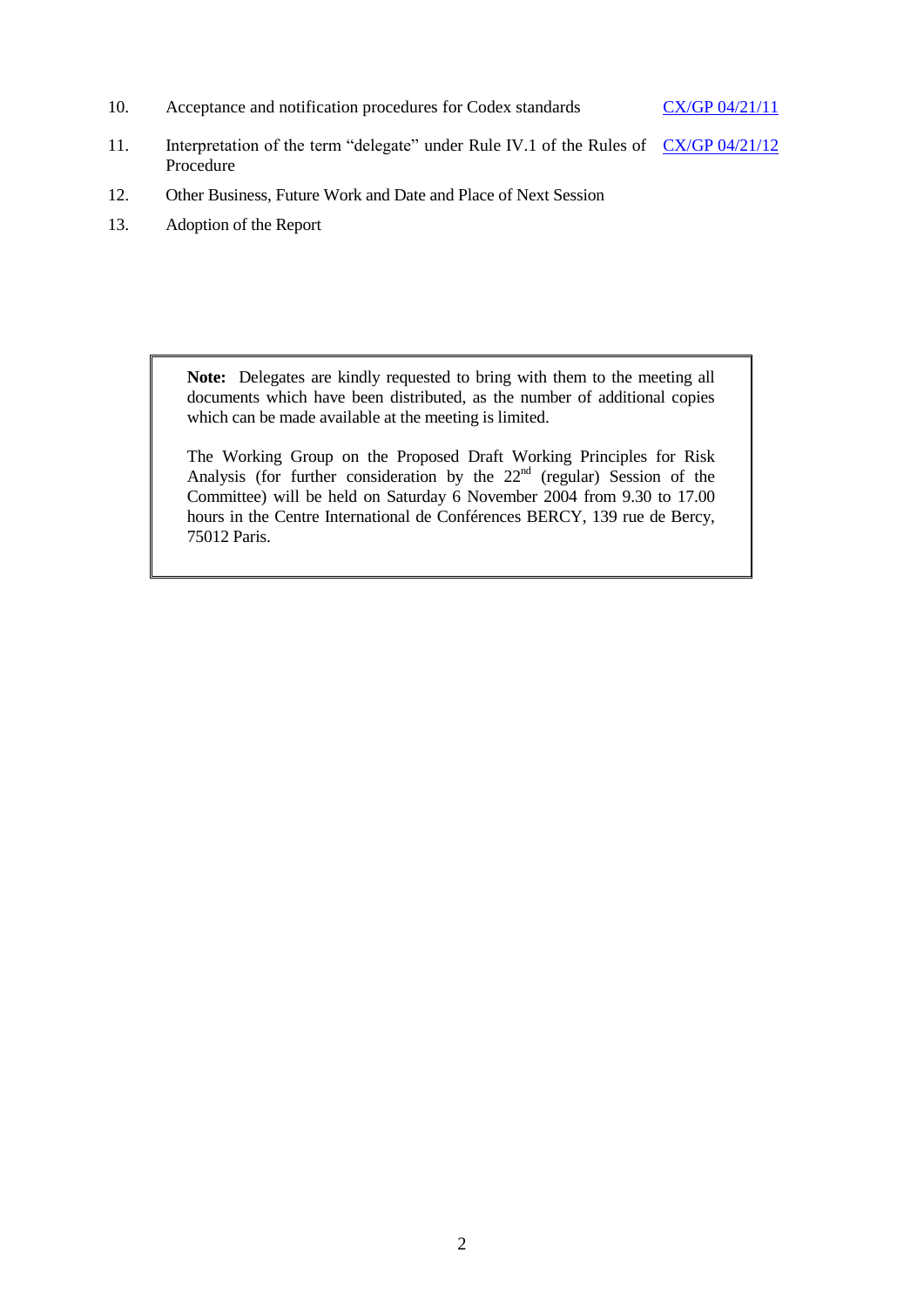| | | |
|---|---|---|
| 10. | Acceptance and notification procedures for Codex standards | CX/GP 04/21/11 |
| 11. | Interpretation of the term "delegate" under Rule IV.1 of the Rules of Procedure | CX/GP 04/21/12 |
| 12. | Other Business, Future Work and Date and Place of Next Session | |
| 13. | Adoption of the Report | |

> **Note:** Delegates are kindly requested to bring with them to the meeting all documents which have been distributed, as the number of additional copies which can be made available at the meeting is limited.
>
> The Working Group on the Proposed Draft Working Principles for Risk Analysis (for further consideration by the 22nd (regular) Session of the Committee) will be held on Saturday 6 November 2004 from 9.30 to 17.00 hours in the Centre International de Conférences BERCY, 139 rue de Bercy, 75012 Paris.